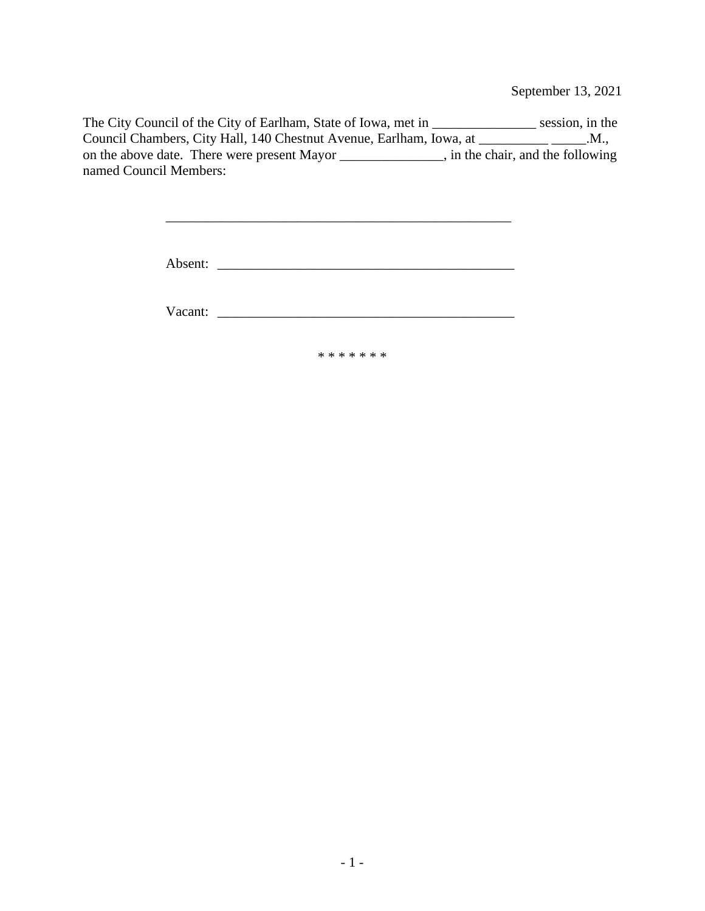September 13, 2021

The City Council of the City of Earlham, State of Iowa, met in _______________ session, in the Council Chambers, City Hall, 140 Chestnut Avenue, Earlham, Iowa, at __________ _____.M., on the above date. There were present Mayor _______________, in the chair, and the following named Council Members:

____________________________________________________

Absent: ____________________________________________

Vacant: ____________________________________________

* * * * * * *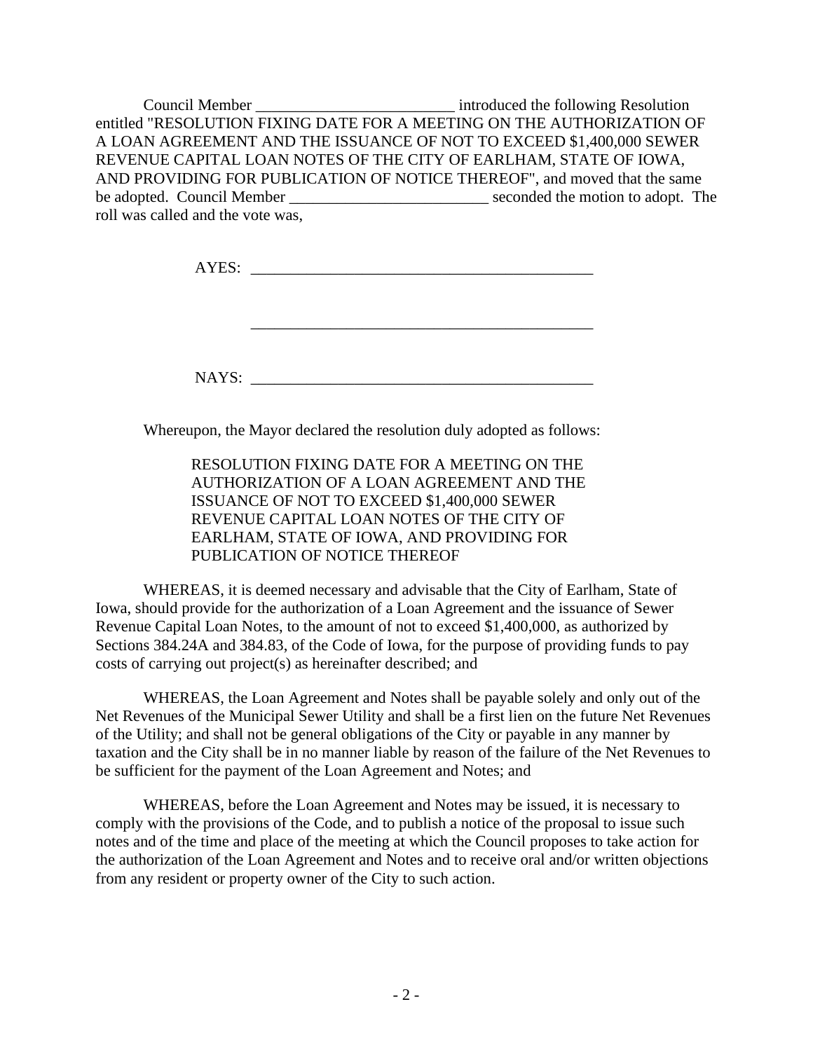Council Member _________________________ introduced the following Resolution entitled "RESOLUTION FIXING DATE FOR A MEETING ON THE AUTHORIZATION OF A LOAN AGREEMENT AND THE ISSUANCE OF NOT TO EXCEED $1,400,000 SEWER REVENUE CAPITAL LOAN NOTES OF THE CITY OF EARLHAM, STATE OF IOWA, AND PROVIDING FOR PUBLICATION OF NOTICE THEREOF", and moved that the same be adopted. Council Member _________________________ seconded the motion to adopt. The roll was called and the vote was,

AYES: ____________________________________________

____________________________________________

NAYS: ____________________________________________

Whereupon, the Mayor declared the resolution duly adopted as follows:

RESOLUTION FIXING DATE FOR A MEETING ON THE AUTHORIZATION OF A LOAN AGREEMENT AND THE ISSUANCE OF NOT TO EXCEED $1,400,000 SEWER REVENUE CAPITAL LOAN NOTES OF THE CITY OF EARLHAM, STATE OF IOWA, AND PROVIDING FOR PUBLICATION OF NOTICE THEREOF

WHEREAS, it is deemed necessary and advisable that the City of Earlham, State of Iowa, should provide for the authorization of a Loan Agreement and the issuance of Sewer Revenue Capital Loan Notes, to the amount of not to exceed $1,400,000, as authorized by Sections 384.24A and 384.83, of the Code of Iowa, for the purpose of providing funds to pay costs of carrying out project(s) as hereinafter described; and

WHEREAS, the Loan Agreement and Notes shall be payable solely and only out of the Net Revenues of the Municipal Sewer Utility and shall be a first lien on the future Net Revenues of the Utility; and shall not be general obligations of the City or payable in any manner by taxation and the City shall be in no manner liable by reason of the failure of the Net Revenues to be sufficient for the payment of the Loan Agreement and Notes; and

WHEREAS, before the Loan Agreement and Notes may be issued, it is necessary to comply with the provisions of the Code, and to publish a notice of the proposal to issue such notes and of the time and place of the meeting at which the Council proposes to take action for the authorization of the Loan Agreement and Notes and to receive oral and/or written objections from any resident or property owner of the City to such action.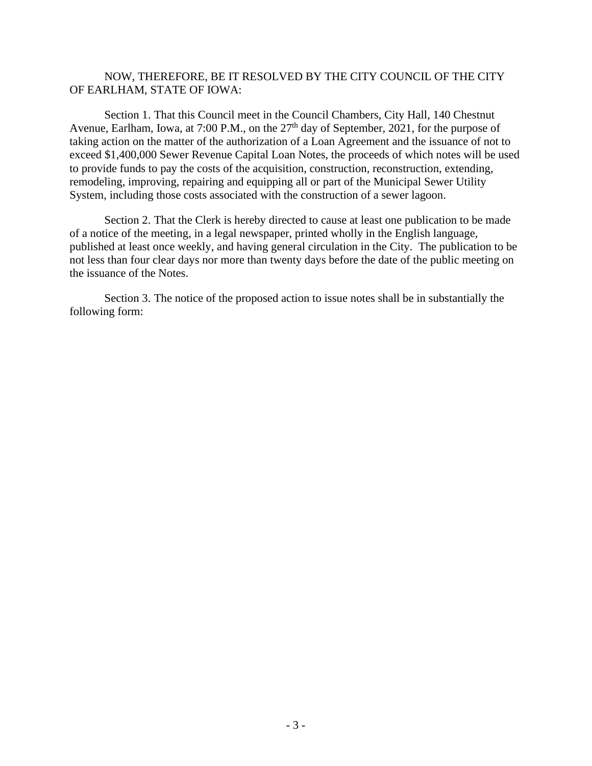NOW, THEREFORE, BE IT RESOLVED BY THE CITY COUNCIL OF THE CITY OF EARLHAM, STATE OF IOWA:

Section 1. That this Council meet in the Council Chambers, City Hall, 140 Chestnut Avenue, Earlham, Iowa, at 7:00 P.M., on the 27th day of September, 2021, for the purpose of taking action on the matter of the authorization of a Loan Agreement and the issuance of not to exceed $1,400,000 Sewer Revenue Capital Loan Notes, the proceeds of which notes will be used to provide funds to pay the costs of the acquisition, construction, reconstruction, extending, remodeling, improving, repairing and equipping all or part of the Municipal Sewer Utility System, including those costs associated with the construction of a sewer lagoon.

Section 2. That the Clerk is hereby directed to cause at least one publication to be made of a notice of the meeting, in a legal newspaper, printed wholly in the English language, published at least once weekly, and having general circulation in the City. The publication to be not less than four clear days nor more than twenty days before the date of the public meeting on the issuance of the Notes.

Section 3. The notice of the proposed action to issue notes shall be in substantially the following form: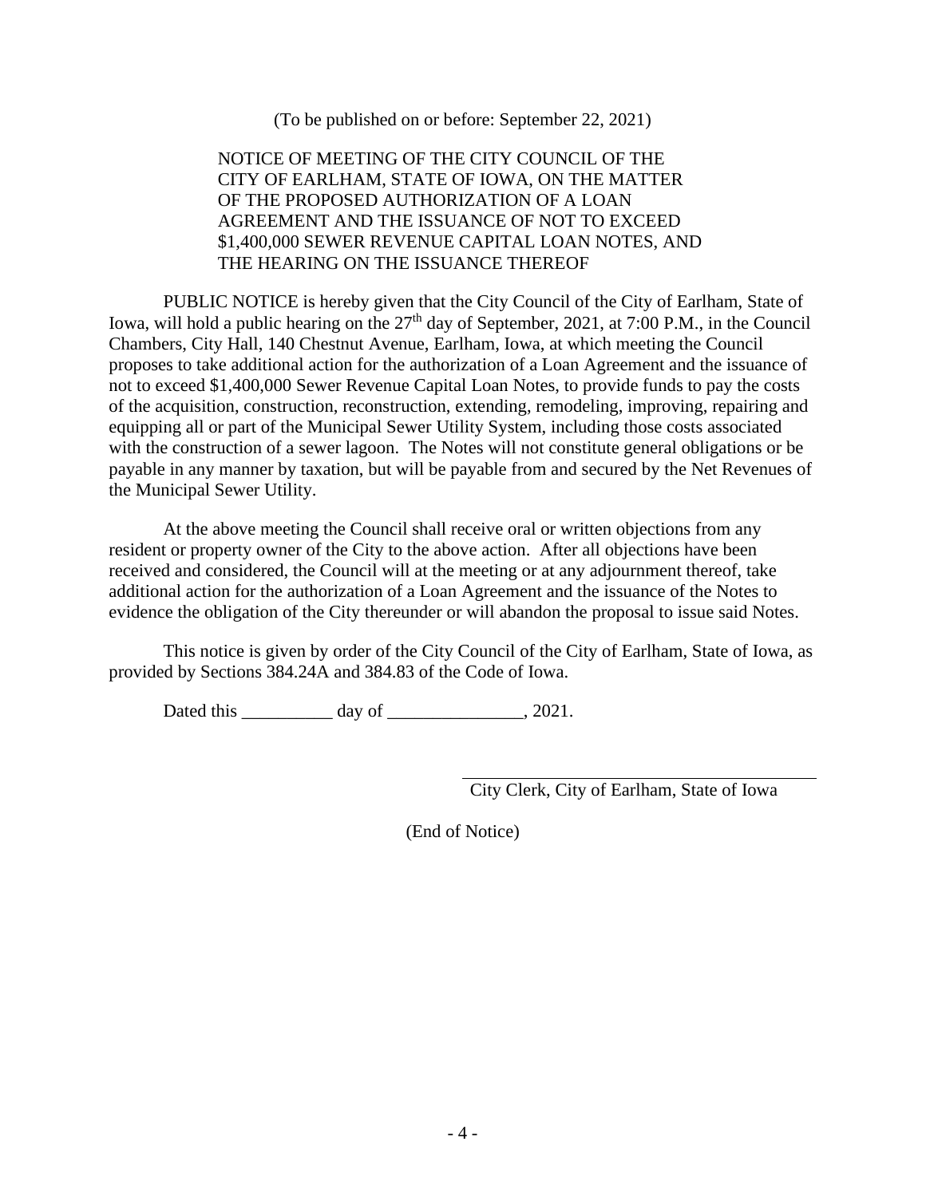(To be published on or before: September 22, 2021)

NOTICE OF MEETING OF THE CITY COUNCIL OF THE CITY OF EARLHAM, STATE OF IOWA, ON THE MATTER OF THE PROPOSED AUTHORIZATION OF A LOAN AGREEMENT AND THE ISSUANCE OF NOT TO EXCEED $1,400,000 SEWER REVENUE CAPITAL LOAN NOTES, AND THE HEARING ON THE ISSUANCE THEREOF

PUBLIC NOTICE is hereby given that the City Council of the City of Earlham, State of Iowa, will hold a public hearing on the 27th day of September, 2021, at 7:00 P.M., in the Council Chambers, City Hall, 140 Chestnut Avenue, Earlham, Iowa, at which meeting the Council proposes to take additional action for the authorization of a Loan Agreement and the issuance of not to exceed $1,400,000 Sewer Revenue Capital Loan Notes, to provide funds to pay the costs of the acquisition, construction, reconstruction, extending, remodeling, improving, repairing and equipping all or part of the Municipal Sewer Utility System, including those costs associated with the construction of a sewer lagoon. The Notes will not constitute general obligations or be payable in any manner by taxation, but will be payable from and secured by the Net Revenues of the Municipal Sewer Utility.

At the above meeting the Council shall receive oral or written objections from any resident or property owner of the City to the above action. After all objections have been received and considered, the Council will at the meeting or at any adjournment thereof, take additional action for the authorization of a Loan Agreement and the issuance of the Notes to evidence the obligation of the City thereunder or will abandon the proposal to issue said Notes.

This notice is given by order of the City Council of the City of Earlham, State of Iowa, as provided by Sections 384.24A and 384.83 of the Code of Iowa.

Dated this __________ day of _______________, 2021.

_______________________________________
City Clerk, City of Earlham, State of Iowa

(End of Notice)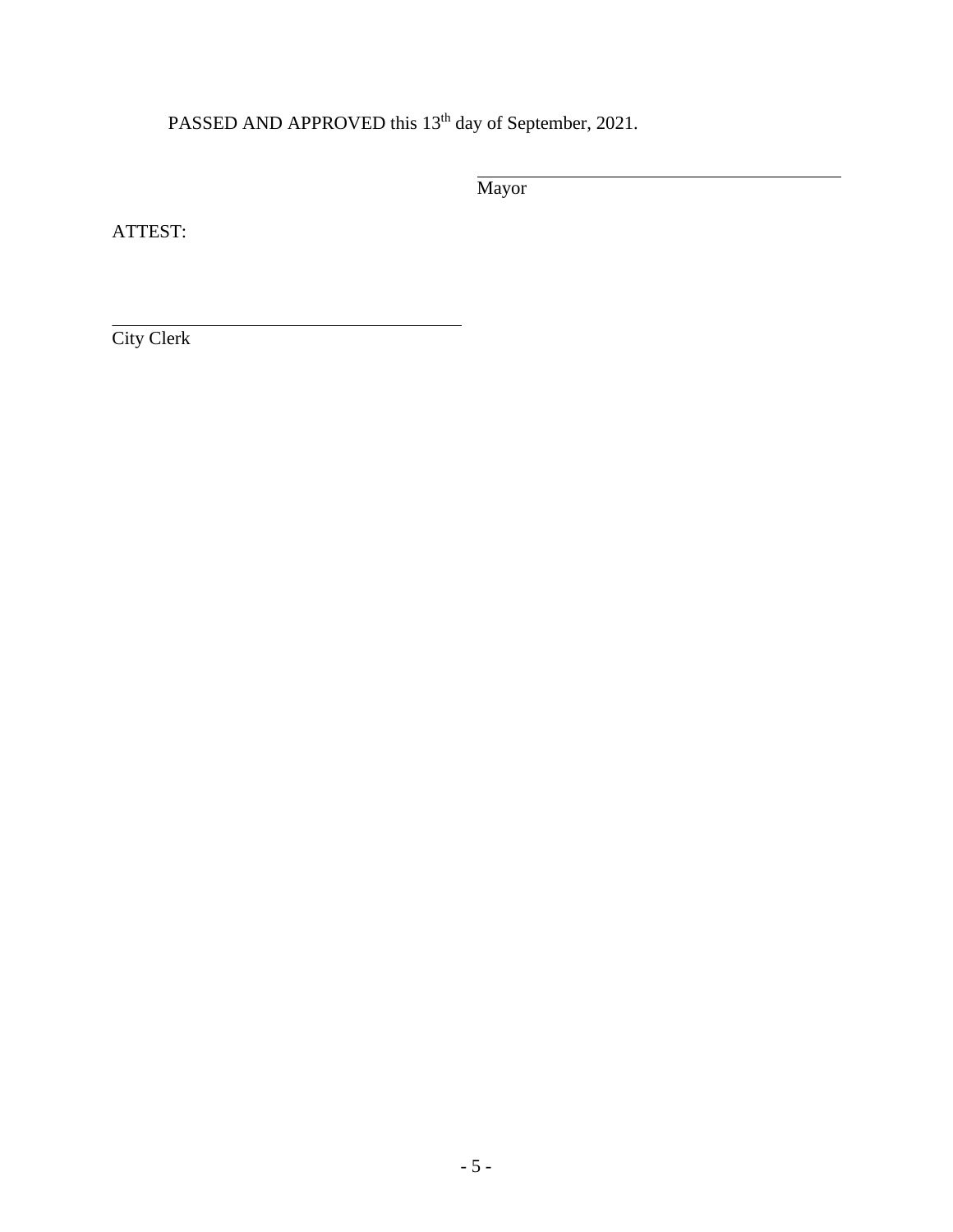PASSED AND APPROVED this 13th day of September, 2021.

\_\_\_\_\_\_\_\_\_\_\_\_\_\_\_\_\_\_\_\_\_\_\_\_\_\_\_\_\_\_\_\_\_\_\_\_\_\_\_\_
Mayor

ATTEST:

\_\_\_\_\_\_\_\_\_\_\_\_\_\_\_\_\_\_\_\_\_\_\_\_\_\_\_\_\_\_\_\_\_\_\_\_\_\_\_\_
City Clerk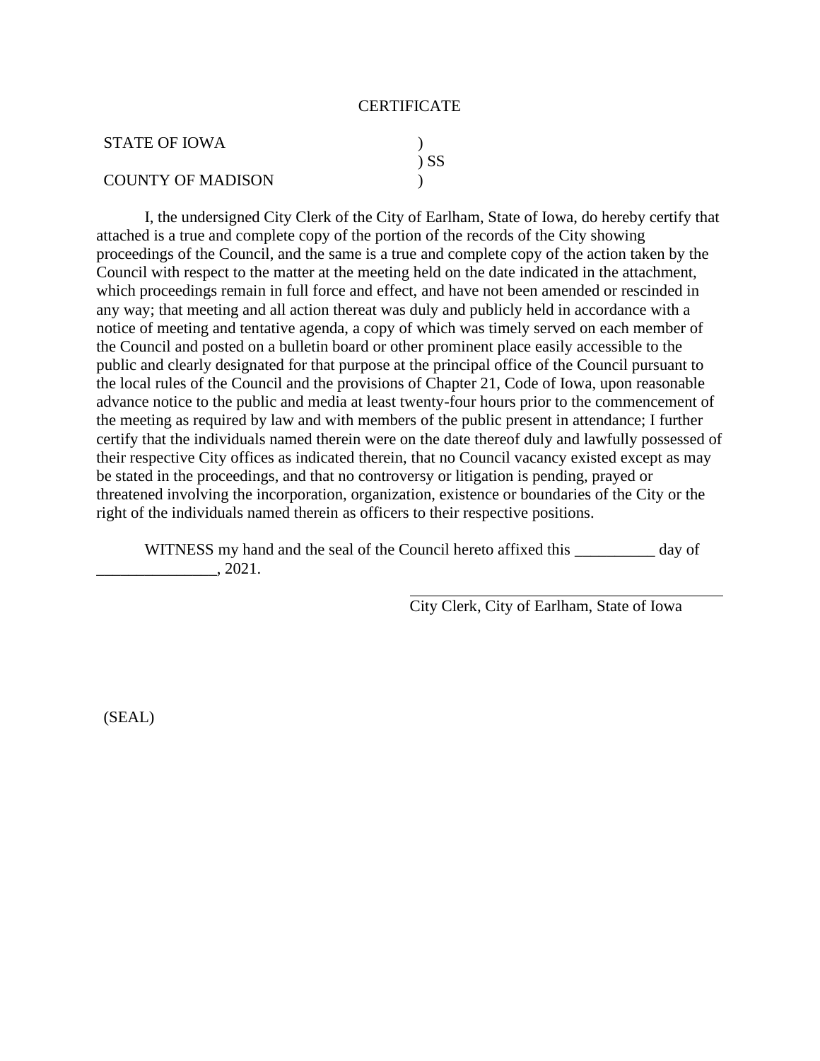CERTIFICATE

STATE OF IOWA )
) SS
COUNTY OF MADISON )

I, the undersigned City Clerk of the City of Earlham, State of Iowa, do hereby certify that attached is a true and complete copy of the portion of the records of the City showing proceedings of the Council, and the same is a true and complete copy of the action taken by the Council with respect to the matter at the meeting held on the date indicated in the attachment, which proceedings remain in full force and effect, and have not been amended or rescinded in any way; that meeting and all action thereat was duly and publicly held in accordance with a notice of meeting and tentative agenda, a copy of which was timely served on each member of the Council and posted on a bulletin board or other prominent place easily accessible to the public and clearly designated for that purpose at the principal office of the Council pursuant to the local rules of the Council and the provisions of Chapter 21, Code of Iowa, upon reasonable advance notice to the public and media at least twenty-four hours prior to the commencement of the meeting as required by law and with members of the public present in attendance; I further certify that the individuals named therein were on the date thereof duly and lawfully possessed of their respective City offices as indicated therein, that no Council vacancy existed except as may be stated in the proceedings, and that no controversy or litigation is pending, prayed or threatened involving the incorporation, organization, existence or boundaries of the City or the right of the individuals named therein as officers to their respective positions.

WITNESS my hand and the seal of the Council hereto affixed this __________ day of _______________, 2021.

\_\_\_\_\_\_\_\_\_\_\_\_\_\_\_\_\_\_\_\_\_\_\_\_\_\_\_\_\_\_\_\_\_\_\_\_\_\_\_\_
City Clerk, City of Earlham, State of Iowa

(SEAL)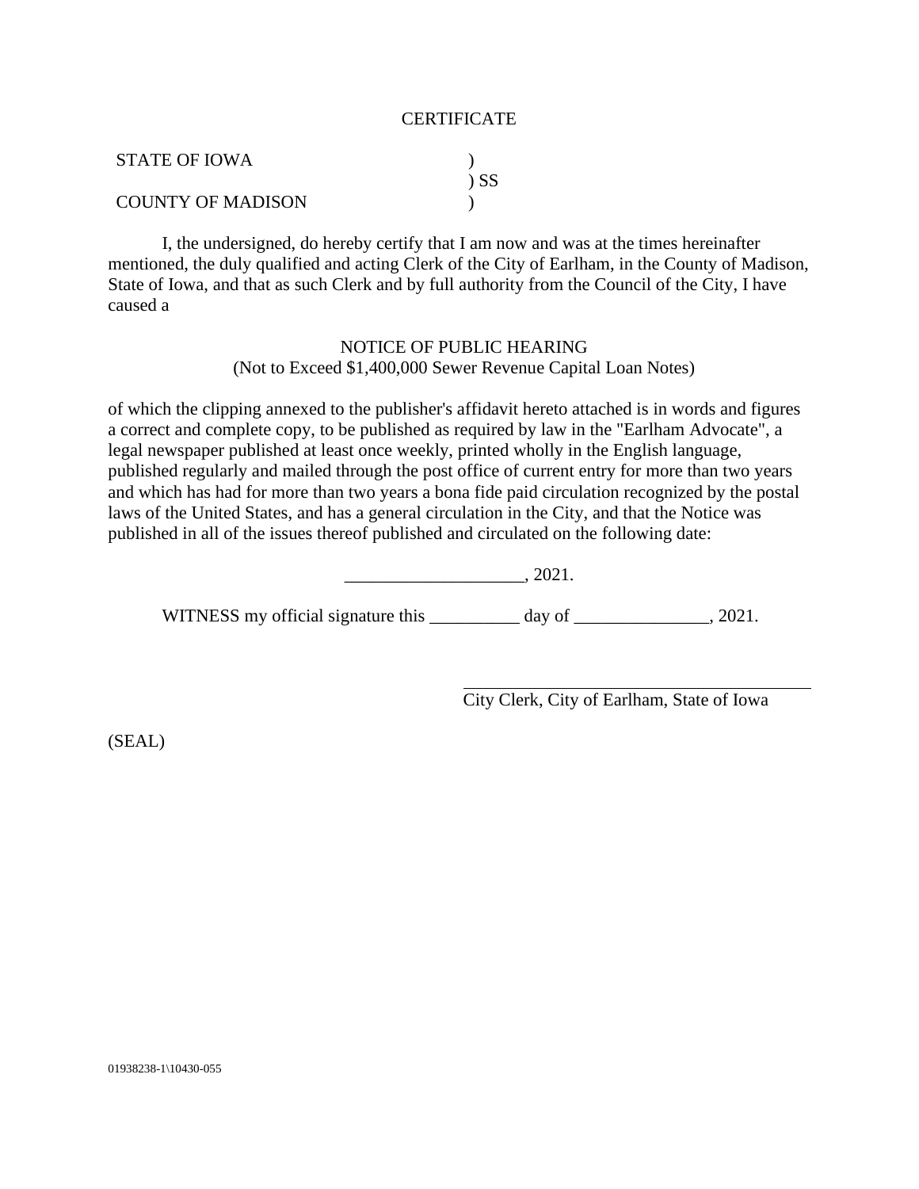CERTIFICATE

| | | |
|---|---|---|
| STATE OF IOWA | ) | |
| | ) SS | |
| COUNTY OF MADISON | ) | |

I, the undersigned, do hereby certify that I am now and was at the times hereinafter mentioned, the duly qualified and acting Clerk of the City of Earlham, in the County of Madison, State of Iowa, and that as such Clerk and by full authority from the Council of the City, I have caused a

NOTICE OF PUBLIC HEARING
(Not to Exceed $1,400,000 Sewer Revenue Capital Loan Notes)

of which the clipping annexed to the publisher's affidavit hereto attached is in words and figures a correct and complete copy, to be published as required by law in the "Earlham Advocate", a legal newspaper published at least once weekly, printed wholly in the English language, published regularly and mailed through the post office of current entry for more than two years and which has had for more than two years a bona fide paid circulation recognized by the postal laws of the United States, and has a general circulation in the City, and that the Notice was published in all of the issues thereof published and circulated on the following date:

____________________, 2021.

WITNESS my official signature this __________ day of _______________, 2021.

\_\_\_\_\_\_\_\_\_\_\_\_\_\_\_\_\_\_\_\_\_\_\_\_\_\_\_\_\_\_\_\_\_\_\_\_\_\_\_
City Clerk, City of Earlham, State of Iowa

(SEAL)

01938238-1\10430-055